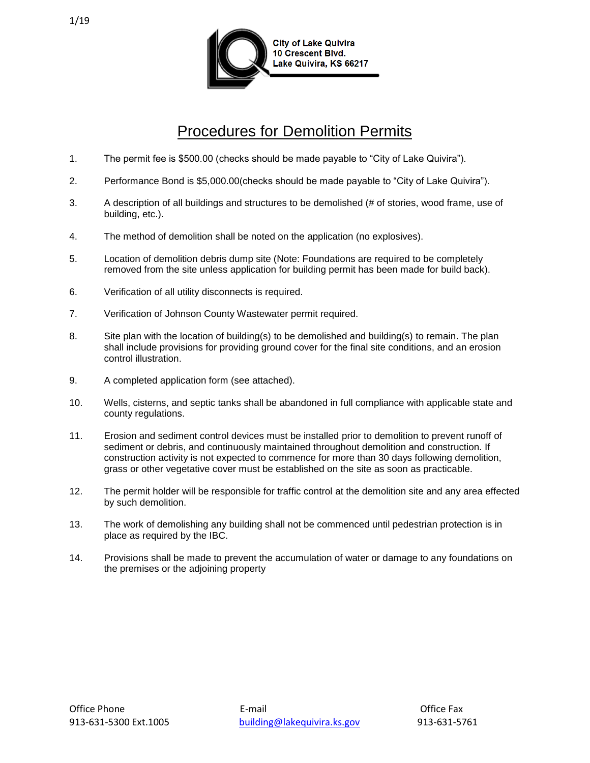1/19

City of Lake Quivira
10 Crescent Blvd.
Lake Quivira, KS 66217

# Procedures for Demolition Permits

1. The permit fee is $500.00 (checks should be made payable to "City of Lake Quivira").

2. Performance Bond is $5,000.00(checks should be made payable to "City of Lake Quivira").

3. A description of all buildings and structures to be demolished (# of stories, wood frame, use of building, etc.).

4. The method of demolition shall be noted on the application (no explosives).

5. Location of demolition debris dump site (Note: Foundations are required to be completely removed from the site unless application for building permit has been made for build back).

6. Verification of all utility disconnects is required.

7. Verification of Johnson County Wastewater permit required.

8. Site plan with the location of building(s) to be demolished and building(s) to remain. The plan shall include provisions for providing ground cover for the final site conditions, and an erosion control illustration.

9. A completed application form (see attached).

10. Wells, cisterns, and septic tanks shall be abandoned in full compliance with applicable state and county regulations.

11. Erosion and sediment control devices must be installed prior to demolition to prevent runoff of sediment or debris, and continuously maintained throughout demolition and construction. If construction activity is not expected to commence for more than 30 days following demolition, grass or other vegetative cover must be established on the site as soon as practicable.

12. The permit holder will be responsible for traffic control at the demolition site and any area effected by such demolition.

13. The work of demolishing any building shall not be commenced until pedestrian protection is in place as required by the IBC.

14. Provisions shall be made to prevent the accumulation of water or damage to any foundations on the premises or the adjoining property

| Office Phone | E-mail | Office Fax |
|---|---|---|
| 913-631-5300 Ext.1005 | building@lakequivira.ks.gov | 913-631-5761 |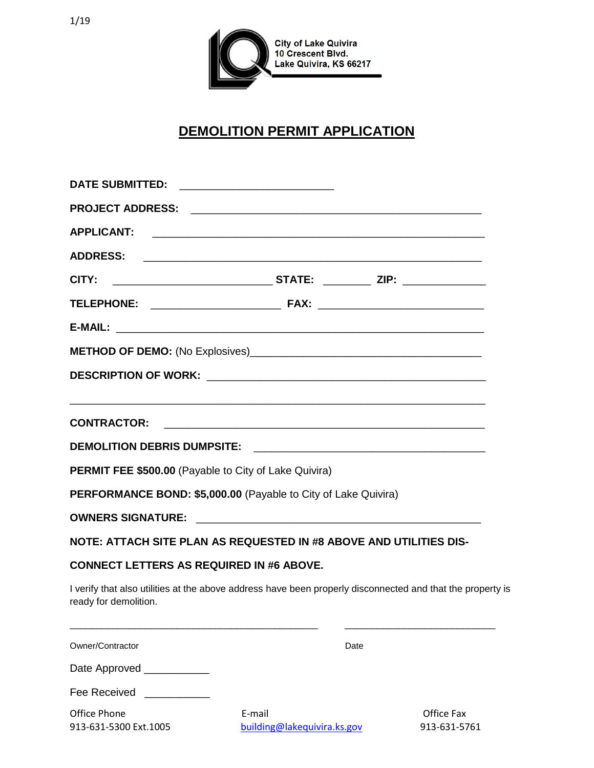City of Lake Quivira
10 Crescent Blvd.
Lake Quivira, KS 66217

# DEMOLITION PERMIT APPLICATION

**DATE SUBMITTED:** ________________________

**PROJECT ADDRESS:** ______________________________________________

**APPLICANT:** _____________________________________________________

**ADDRESS:** ______________________________________________________

**CITY:** __________________________ **STATE:** ________ **ZIP:** _____________

**TELEPHONE:** _____________________ **FAX:** __________________________

**E-MAIL:** __________________________________________________________

**METHOD OF DEMO:** (No Explosives)_____________________________________

**DESCRIPTION OF WORK:** ______________________________________________

___________________________________________________________________

**CONTRACTOR:** ____________________________________________________

**DEMOLITION DEBRIS DUMPSITE:** ______________________________________

**PERMIT FEE $500.00** (Payable to City of Lake Quivira)

**PERFORMANCE BOND: $5,000.00** (Payable to City of Lake Quivira)

**OWNERS SIGNATURE:** _______________________________________________

**NOTE: ATTACH SITE PLAN AS REQUESTED IN #8 ABOVE AND UTILITIES DIS-CONNECT LETTERS AS REQUIRED IN #6 ABOVE.**

I verify that also utilities at the above address have been properly disconnected and that the property is ready for demolition.

_____________________________________________ ___________________________

Owner/Contractor Date

Date Approved ___________

Fee Received ___________

| Office Phone | E-mail | Office Fax |
|---|---|---|
| 913-631-5300 Ext.1005 | building@lakequivira.ks.gov | 913-631-5761 |